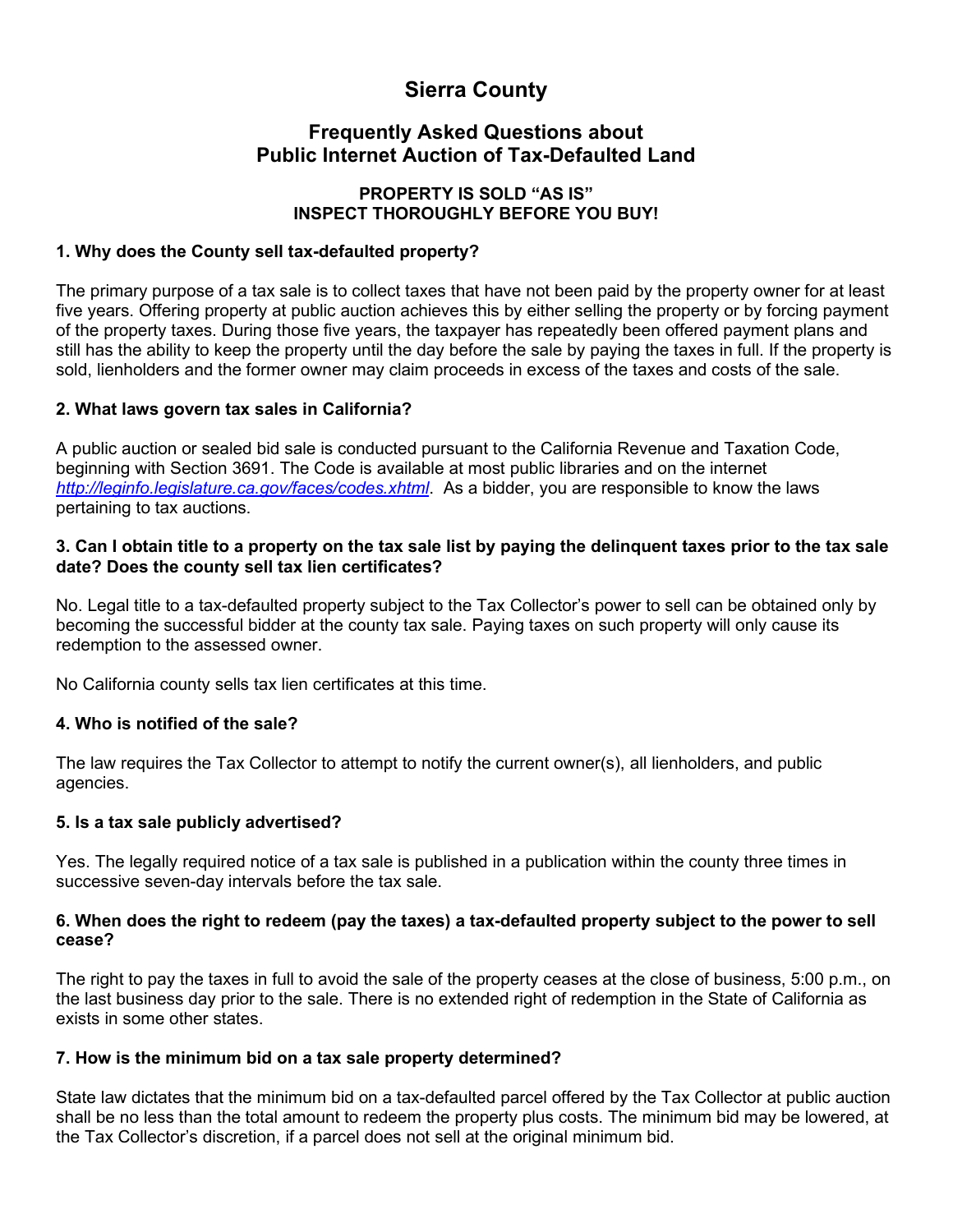# Sierra County

## Frequently Asked Questions about Public Internet Auction of Tax-Defaulted Land

**PROPERTY IS SOLD "AS IS"**
**INSPECT THOROUGHLY BEFORE YOU BUY!**

### 1. Why does the County sell tax-defaulted property?

The primary purpose of a tax sale is to collect taxes that have not been paid by the property owner for at least five years. Offering property at public auction achieves this by either selling the property or by forcing payment of the property taxes. During those five years, the taxpayer has repeatedly been offered payment plans and still has the ability to keep the property until the day before the sale by paying the taxes in full. If the property is sold, lienholders and the former owner may claim proceeds in excess of the taxes and costs of the sale.

### 2. What laws govern tax sales in California?

A public auction or sealed bid sale is conducted pursuant to the California Revenue and Taxation Code, beginning with Section 3691. The Code is available at most public libraries and on the internet *http://leginfo.legislature.ca.gov/faces/codes.xhtml*. As a bidder, you are responsible to know the laws pertaining to tax auctions.

### 3. Can I obtain title to a property on the tax sale list by paying the delinquent taxes prior to the tax sale date? Does the county sell tax lien certificates?

No. Legal title to a tax-defaulted property subject to the Tax Collector's power to sell can be obtained only by becoming the successful bidder at the county tax sale. Paying taxes on such property will only cause its redemption to the assessed owner.

No California county sells tax lien certificates at this time.

### 4. Who is notified of the sale?

The law requires the Tax Collector to attempt to notify the current owner(s), all lienholders, and public agencies.

### 5. Is a tax sale publicly advertised?

Yes. The legally required notice of a tax sale is published in a publication within the county three times in successive seven-day intervals before the tax sale.

### 6. When does the right to redeem (pay the taxes) a tax-defaulted property subject to the power to sell cease?

The right to pay the taxes in full to avoid the sale of the property ceases at the close of business, 5:00 p.m., on the last business day prior to the sale. There is no extended right of redemption in the State of California as exists in some other states.

### 7. How is the minimum bid on a tax sale property determined?

State law dictates that the minimum bid on a tax-defaulted parcel offered by the Tax Collector at public auction shall be no less than the total amount to redeem the property plus costs. The minimum bid may be lowered, at the Tax Collector's discretion, if a parcel does not sell at the original minimum bid.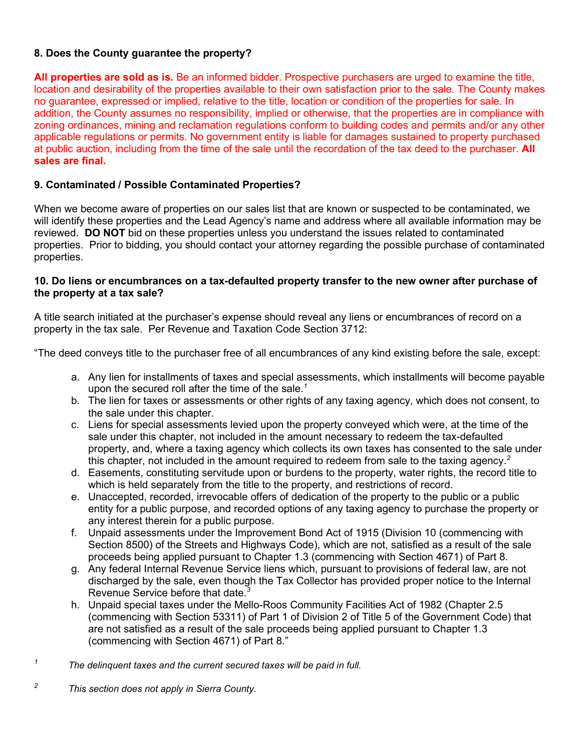**8. Does the County guarantee the property?**

**All properties are sold as is.** Be an informed bidder. Prospective purchasers are urged to examine the title, location and desirability of the properties available to their own satisfaction prior to the sale. The County makes no guarantee, expressed or implied, relative to the title, location or condition of the properties for sale. In addition, the County assumes no responsibility, implied or otherwise, that the properties are in compliance with zoning ordinances, mining and reclamation regulations conform to building codes and permits and/or any other applicable regulations or permits. No government entity is liable for damages sustained to property purchased at public auction, including from the time of the sale until the recordation of the tax deed to the purchaser. **All sales are final.**

**9. Contaminated / Possible Contaminated Properties?**

When we become aware of properties on our sales list that are known or suspected to be contaminated, we will identify these properties and the Lead Agency's name and address where all available information may be reviewed. **DO NOT** bid on these properties unless you understand the issues related to contaminated properties. Prior to bidding, you should contact your attorney regarding the possible purchase of contaminated properties.

**10. Do liens or encumbrances on a tax-defaulted property transfer to the new owner after purchase of the property at a tax sale?**

A title search initiated at the purchaser's expense should reveal any liens or encumbrances of record on a property in the tax sale. Per Revenue and Taxation Code Section 3712:

"The deed conveys title to the purchaser free of all encumbrances of any kind existing before the sale, except:

a. Any lien for installments of taxes and special assessments, which installments will become payable upon the secured roll after the time of the sale.[1]
b. The lien for taxes or assessments or other rights of any taxing agency, which does not consent, to the sale under this chapter.
c. Liens for special assessments levied upon the property conveyed which were, at the time of the sale under this chapter, not included in the amount necessary to redeem the tax-defaulted property, and, where a taxing agency which collects its own taxes has consented to the sale under this chapter, not included in the amount required to redeem from sale to the taxing agency.[2]
d. Easements, constituting servitude upon or burdens to the property, water rights, the record title to which is held separately from the title to the property, and restrictions of record.
e. Unaccepted, recorded, irrevocable offers of dedication of the property to the public or a public entity for a public purpose, and recorded options of any taxing agency to purchase the property or any interest therein for a public purpose.
f. Unpaid assessments under the Improvement Bond Act of 1915 (Division 10 (commencing with Section 8500) of the Streets and Highways Code), which are not, satisfied as a result of the sale proceeds being applied pursuant to Chapter 1.3 (commencing with Section 4671) of Part 8.
g. Any federal Internal Revenue Service liens which, pursuant to provisions of federal law, are not discharged by the sale, even though the Tax Collector has provided proper notice to the Internal Revenue Service before that date.[3]
h. Unpaid special taxes under the Mello-Roos Community Facilities Act of 1982 (Chapter 2.5 (commencing with Section 53311) of Part 1 of Division 2 of Title 5 of the Government Code) that are not satisfied as a result of the sale proceeds being applied pursuant to Chapter 1.3 (commencing with Section 4671) of Part 8."

[1] *The delinquent taxes and the current secured taxes will be paid in full.*

[2] *This section does not apply in Sierra County.*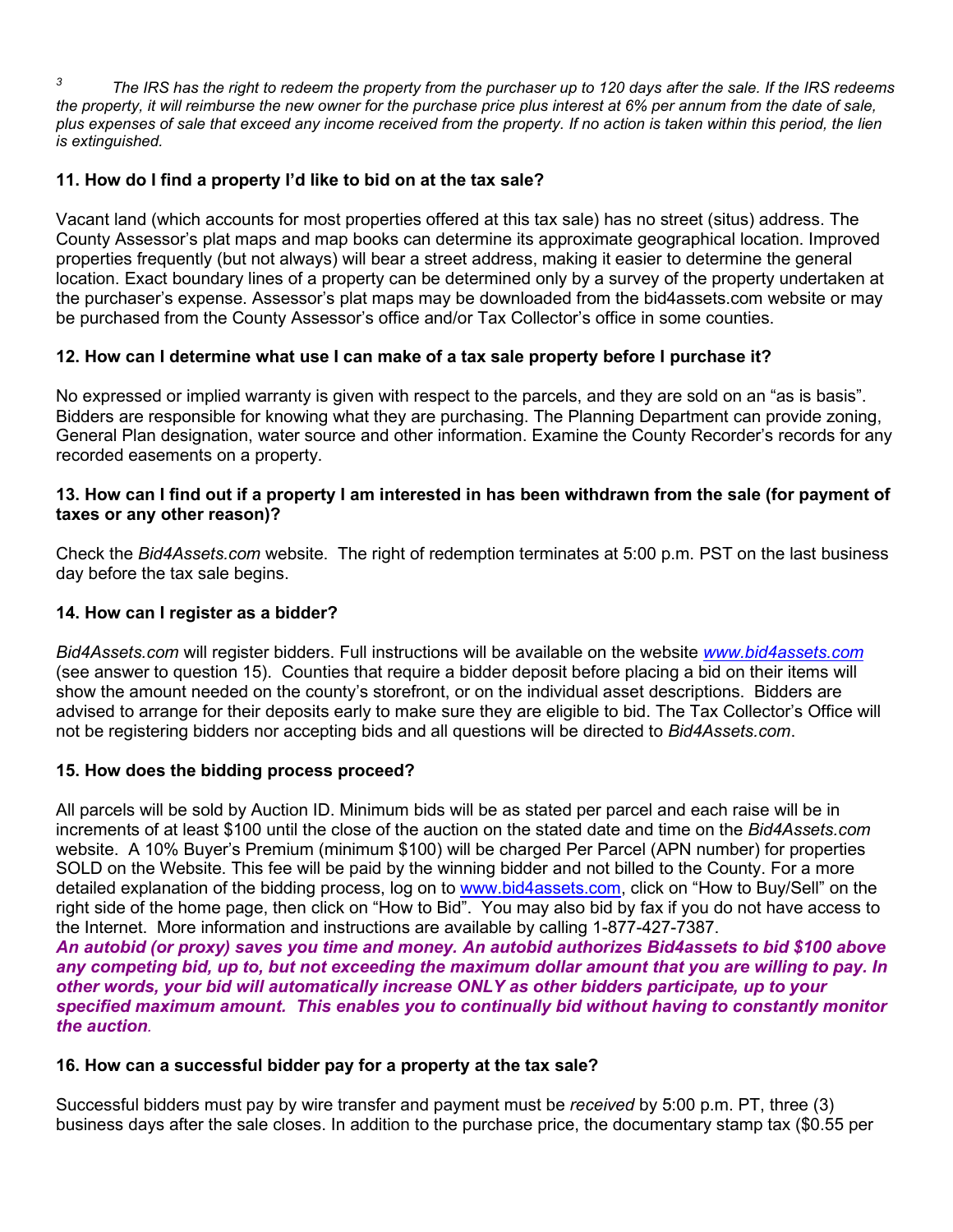[3] *The IRS has the right to redeem the property from the purchaser up to 120 days after the sale. If the IRS redeems the property, it will reimburse the new owner for the purchase price plus interest at 6% per annum from the date of sale, plus expenses of sale that exceed any income received from the property. If no action is taken within this period, the lien is extinguished.*

### 11. How do I find a property I'd like to bid on at the tax sale?

Vacant land (which accounts for most properties offered at this tax sale) has no street (situs) address. The County Assessor's plat maps and map books can determine its approximate geographical location. Improved properties frequently (but not always) will bear a street address, making it easier to determine the general location. Exact boundary lines of a property can be determined only by a survey of the property undertaken at the purchaser's expense. Assessor's plat maps may be downloaded from the bid4assets.com website or may be purchased from the County Assessor's office and/or Tax Collector's office in some counties.

### 12. How can I determine what use I can make of a tax sale property before I purchase it?

No expressed or implied warranty is given with respect to the parcels, and they are sold on an "as is basis". Bidders are responsible for knowing what they are purchasing. The Planning Department can provide zoning, General Plan designation, water source and other information. Examine the County Recorder's records for any recorded easements on a property.

### 13. How can I find out if a property I am interested in has been withdrawn from the sale (for payment of taxes or any other reason)?

Check the *Bid4Assets.com* website. The right of redemption terminates at 5:00 p.m. PST on the last business day before the tax sale begins.

### 14. How can I register as a bidder?

*Bid4Assets.com* will register bidders. Full instructions will be available on the website *www.bid4assets.com* (see answer to question 15). Counties that require a bidder deposit before placing a bid on their items will show the amount needed on the county's storefront, or on the individual asset descriptions. Bidders are advised to arrange for their deposits early to make sure they are eligible to bid. The Tax Collector's Office will not be registering bidders nor accepting bids and all questions will be directed to *Bid4Assets.com*.

### 15. How does the bidding process proceed?

All parcels will be sold by Auction ID. Minimum bids will be as stated per parcel and each raise will be in increments of at least $100 until the close of the auction on the stated date and time on the *Bid4Assets.com* website. A 10% Buyer's Premium (minimum $100) will be charged Per Parcel (APN number) for properties SOLD on the Website. This fee will be paid by the winning bidder and not billed to the County. For a more detailed explanation of the bidding process, log on to www.bid4assets.com, click on "How to Buy/Sell" on the right side of the home page, then click on "How to Bid". You may also bid by fax if you do not have access to the Internet. More information and instructions are available by calling 1-877-427-7387.

***An autobid (or proxy) saves you time and money. An autobid authorizes Bid4assets to bid $100 above any competing bid, up to, but not exceeding the maximum dollar amount that you are willing to pay. In other words, your bid will automatically increase ONLY as other bidders participate, up to your specified maximum amount. This enables you to continually bid without having to constantly monitor the auction.***

### 16. How can a successful bidder pay for a property at the tax sale?

Successful bidders must pay by wire transfer and payment must be *received* by 5:00 p.m. PT, three (3) business days after the sale closes. In addition to the purchase price, the documentary stamp tax ($0.55 per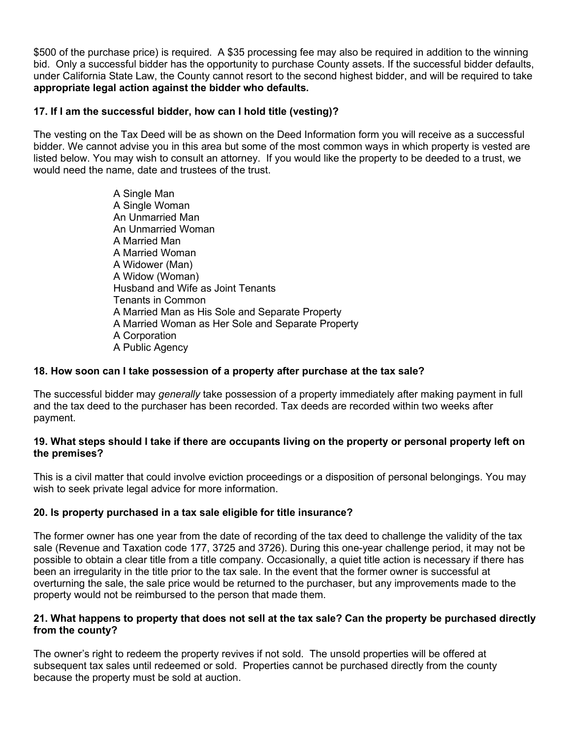$500 of the purchase price) is required. A $35 processing fee may also be required in addition to the winning bid. Only a successful bidder has the opportunity to purchase County assets. If the successful bidder defaults, under California State Law, the County cannot resort to the second highest bidder, and will be required to take **appropriate legal action against the bidder who defaults.**

### 17. If I am the successful bidder, how can I hold title (vesting)?

The vesting on the Tax Deed will be as shown on the Deed Information form you will receive as a successful bidder. We cannot advise you in this area but some of the most common ways in which property is vested are listed below. You may wish to consult an attorney. If you would like the property to be deeded to a trust, we would need the name, date and trustees of the trust.

A Single Man
A Single Woman
An Unmarried Man
An Unmarried Woman
A Married Man
A Married Woman
A Widower (Man)
A Widow (Woman)
Husband and Wife as Joint Tenants
Tenants in Common
A Married Man as His Sole and Separate Property
A Married Woman as Her Sole and Separate Property
A Corporation
A Public Agency

### 18. How soon can I take possession of a property after purchase at the tax sale?

The successful bidder may *generally* take possession of a property immediately after making payment in full and the tax deed to the purchaser has been recorded. Tax deeds are recorded within two weeks after payment.

### 19. What steps should I take if there are occupants living on the property or personal property left on the premises?

This is a civil matter that could involve eviction proceedings or a disposition of personal belongings. You may wish to seek private legal advice for more information.

### 20. Is property purchased in a tax sale eligible for title insurance?

The former owner has one year from the date of recording of the tax deed to challenge the validity of the tax sale (Revenue and Taxation code 177, 3725 and 3726). During this one-year challenge period, it may not be possible to obtain a clear title from a title company. Occasionally, a quiet title action is necessary if there has been an irregularity in the title prior to the tax sale. In the event that the former owner is successful at overturning the sale, the sale price would be returned to the purchaser, but any improvements made to the property would not be reimbursed to the person that made them.

### 21. What happens to property that does not sell at the tax sale? Can the property be purchased directly from the county?

The owner's right to redeem the property revives if not sold. The unsold properties will be offered at subsequent tax sales until redeemed or sold. Properties cannot be purchased directly from the county because the property must be sold at auction.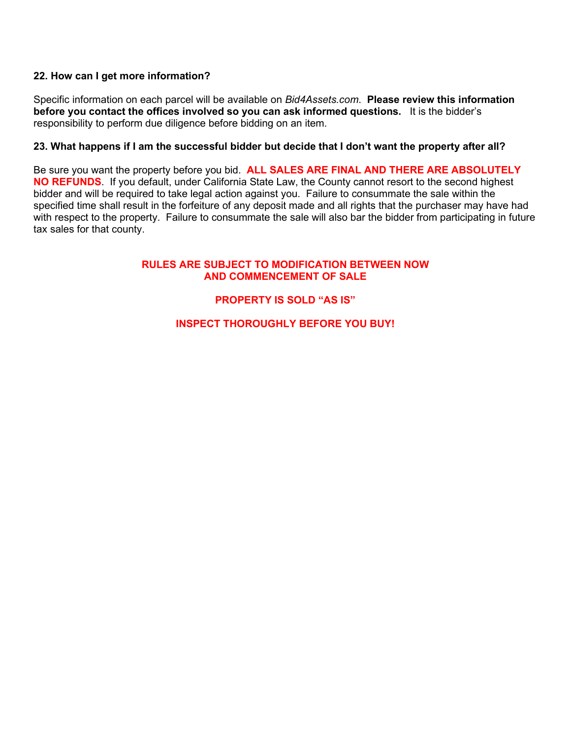**22. How can I get more information?**

Specific information on each parcel will be available on *Bid4Assets.com*. **Please review this information before you contact the offices involved so you can ask informed questions.** It is the bidder's responsibility to perform due diligence before bidding on an item.

**23. What happens if I am the successful bidder but decide that I don't want the property after all?**

Be sure you want the property before you bid. **ALL SALES ARE FINAL AND THERE ARE ABSOLUTELY NO REFUNDS**. If you default, under California State Law, the County cannot resort to the second highest bidder and will be required to take legal action against you. Failure to consummate the sale within the specified time shall result in the forfeiture of any deposit made and all rights that the purchaser may have had with respect to the property. Failure to consummate the sale will also bar the bidder from participating in future tax sales for that county.

**RULES ARE SUBJECT TO MODIFICATION BETWEEN NOW AND COMMENCEMENT OF SALE**

**PROPERTY IS SOLD "AS IS"**

**INSPECT THOROUGHLY BEFORE YOU BUY!**